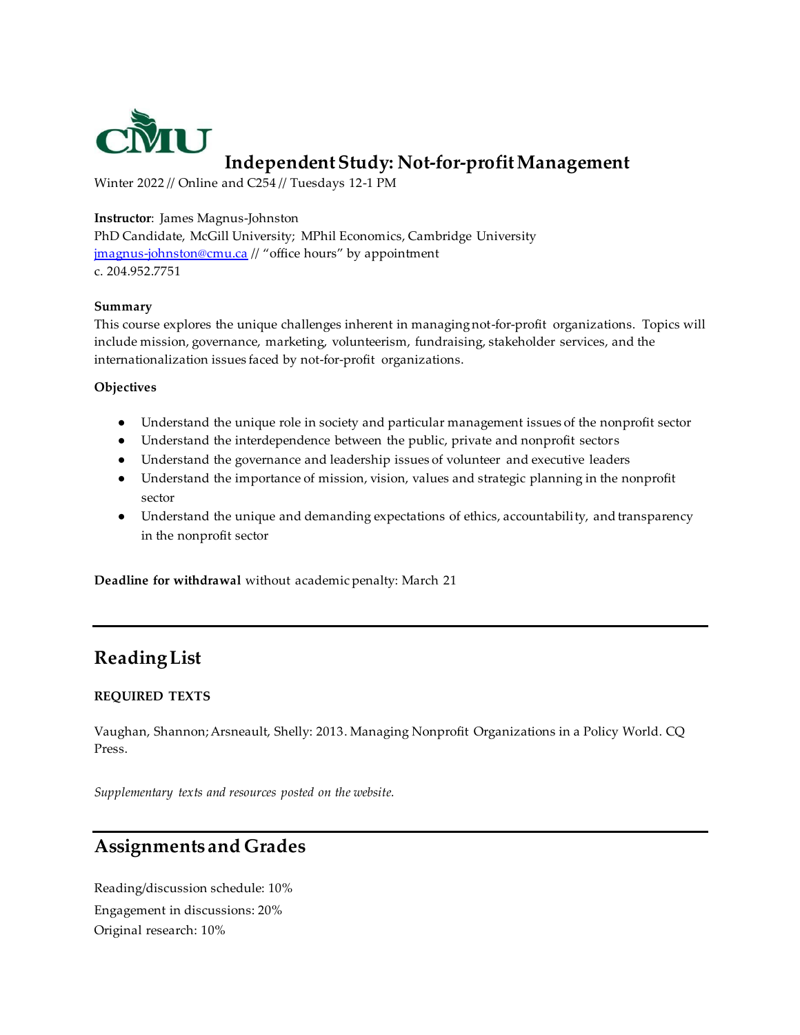# Independent Study: Not-for-profit Management

Winter 2022 // Online and C254 // Tuesdays 12-1 PM

**Instructor**: James Magnus-Johnston
PhD Candidate, McGill University; MPhil Economics, Cambridge University
jmagnus-johnston@cmu.ca // "office hours" by appointment
c. 204.952.7751

**Summary**
This course explores the unique challenges inherent in managing not-for-profit organizations. Topics will include mission, governance, marketing, volunteerism, fundraising, stakeholder services, and the internationalization issues faced by not-for-profit organizations.

**Objectives**

- Understand the unique role in society and particular management issues of the nonprofit sector
- Understand the interdependence between the public, private and nonprofit sectors
- Understand the governance and leadership issues of volunteer and executive leaders
- Understand the importance of mission, vision, values and strategic planning in the nonprofit sector
- Understand the unique and demanding expectations of ethics, accountability, and transparency in the nonprofit sector

**Deadline for withdrawal** without academic penalty: March 21

## Reading List

**REQUIRED TEXTS**

Vaughan, Shannon; Arsneault, Shelly: 2013. Managing Nonprofit Organizations in a Policy World. CQ Press.

*Supplementary texts and resources posted on the website.*

## Assignments and Grades

Reading/discussion schedule: 10%
Engagement in discussions: 20%
Original research: 10%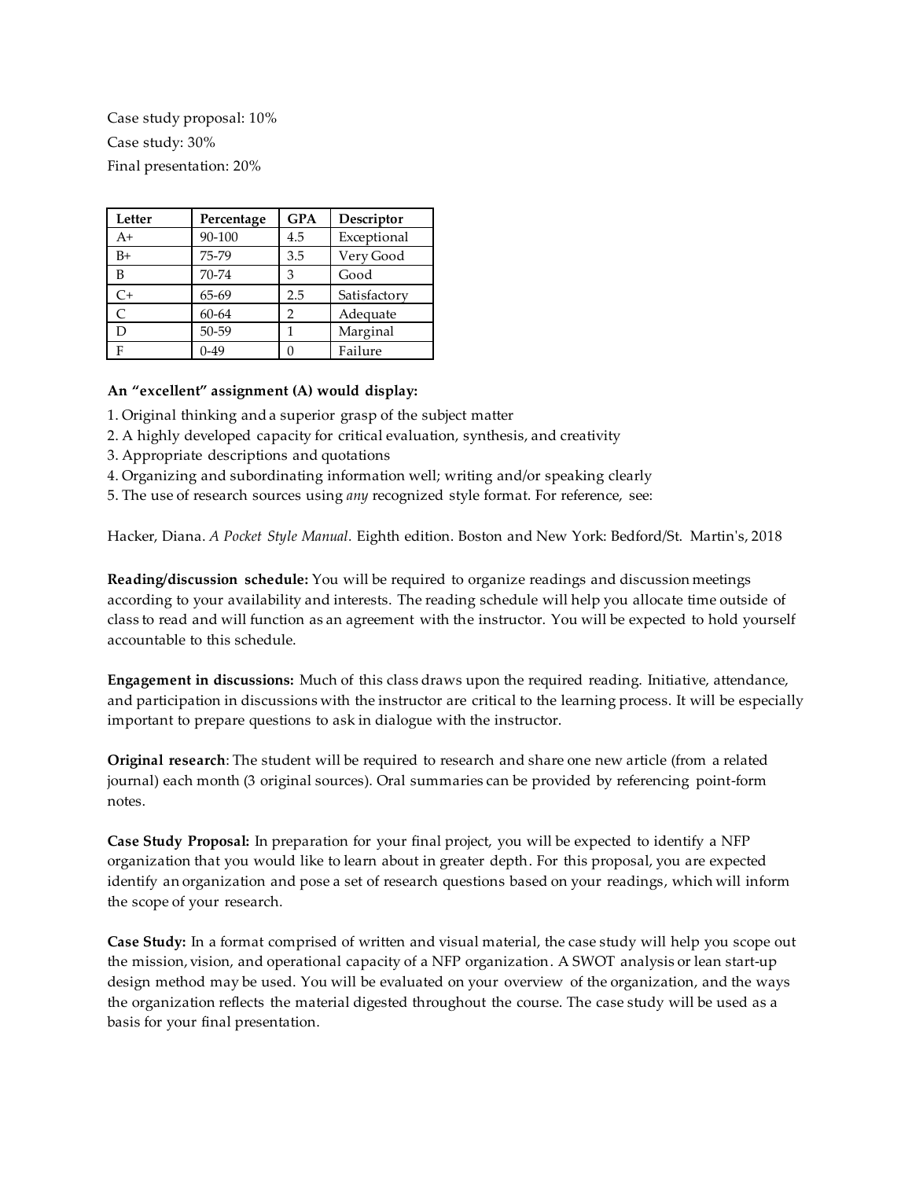Case study proposal: 10%

Case study: 30%

Final presentation: 20%

| Letter | Percentage | GPA | Descriptor |
| --- | --- | --- | --- |
| A+ | 90-100 | 4.5 | Exceptional |
| B+ | 75-79 | 3.5 | Very Good |
| B | 70-74 | 3 | Good |
| C+ | 65-69 | 2.5 | Satisfactory |
| C | 60-64 | 2 | Adequate |
| D | 50-59 | 1 | Marginal |
| F | 0-49 | 0 | Failure |

**An "excellent" assignment (A) would display:**

1. Original thinking and a superior grasp of the subject matter
2. A highly developed capacity for critical evaluation, synthesis, and creativity
3. Appropriate descriptions and quotations
4. Organizing and subordinating information well; writing and/or speaking clearly
5. The use of research sources using *any* recognized style format. For reference, see:

Hacker, Diana. *A Pocket Style Manual.* Eighth edition. Boston and New York: Bedford/St. Martin's, 2018

**Reading/discussion schedule:** You will be required to organize readings and discussion meetings according to your availability and interests. The reading schedule will help you allocate time outside of class to read and will function as an agreement with the instructor. You will be expected to hold yourself accountable to this schedule.

**Engagement in discussions:** Much of this class draws upon the required reading. Initiative, attendance, and participation in discussions with the instructor are critical to the learning process. It will be especially important to prepare questions to ask in dialogue with the instructor.

**Original research**: The student will be required to research and share one new article (from a related journal) each month (3 original sources). Oral summaries can be provided by referencing point-form notes.

**Case Study Proposal:** In preparation for your final project, you will be expected to identify a NFP organization that you would like to learn about in greater depth. For this proposal, you are expected identify an organization and pose a set of research questions based on your readings, which will inform the scope of your research.

**Case Study:** In a format comprised of written and visual material, the case study will help you scope out the mission, vision, and operational capacity of a NFP organization. A SWOT analysis or lean start-up design method may be used. You will be evaluated on your overview of the organization, and the ways the organization reflects the material digested throughout the course. The case study will be used as a basis for your final presentation.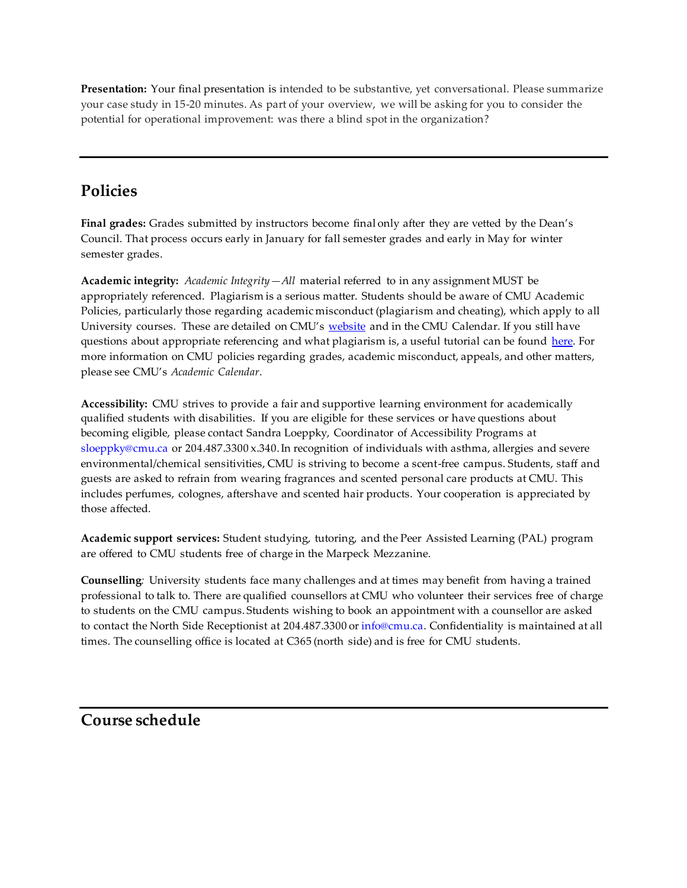**Presentation:** Your final presentation is intended to be substantive, yet conversational. Please summarize your case study in 15-20 minutes. As part of your overview, we will be asking for you to consider the potential for operational improvement: was there a blind spot in the organization?

---

## Policies

**Final grades:** Grades submitted by instructors become final only after they are vetted by the Dean's Council. That process occurs early in January for fall semester grades and early in May for winter semester grades.

**Academic integrity:** *Academic Integrity—All* material referred to in any assignment MUST be appropriately referenced. Plagiarism is a serious matter. Students should be aware of CMU Academic Policies, particularly those regarding academic misconduct (plagiarism and cheating), which apply to all University courses. These are detailed on CMU's website and in the CMU Calendar. If you still have questions about appropriate referencing and what plagiarism is, a useful tutorial can be found here. For more information on CMU policies regarding grades, academic misconduct, appeals, and other matters, please see CMU's *Academic Calendar*.

**Accessibility:** CMU strives to provide a fair and supportive learning environment for academically qualified students with disabilities. If you are eligible for these services or have questions about becoming eligible, please contact Sandra Loeppky, Coordinator of Accessibility Programs at sloeppky@cmu.ca or 204.487.3300 x.340. In recognition of individuals with asthma, allergies and severe environmental/chemical sensitivities, CMU is striving to become a scent-free campus. Students, staff and guests are asked to refrain from wearing fragrances and scented personal care products at CMU. This includes perfumes, colognes, aftershave and scented hair products. Your cooperation is appreciated by those affected.

**Academic support services:** Student studying, tutoring, and the Peer Assisted Learning (PAL) program are offered to CMU students free of charge in the Marpeck Mezzanine.

**Counselling***:* University students face many challenges and at times may benefit from having a trained professional to talk to. There are qualified counsellors at CMU who volunteer their services free of charge to students on the CMU campus. Students wishing to book an appointment with a counsellor are asked to contact the North Side Receptionist at 204.487.3300 or info@cmu.ca. Confidentiality is maintained at all times. The counselling office is located at C365 (north side) and is free for CMU students.

---

## Course schedule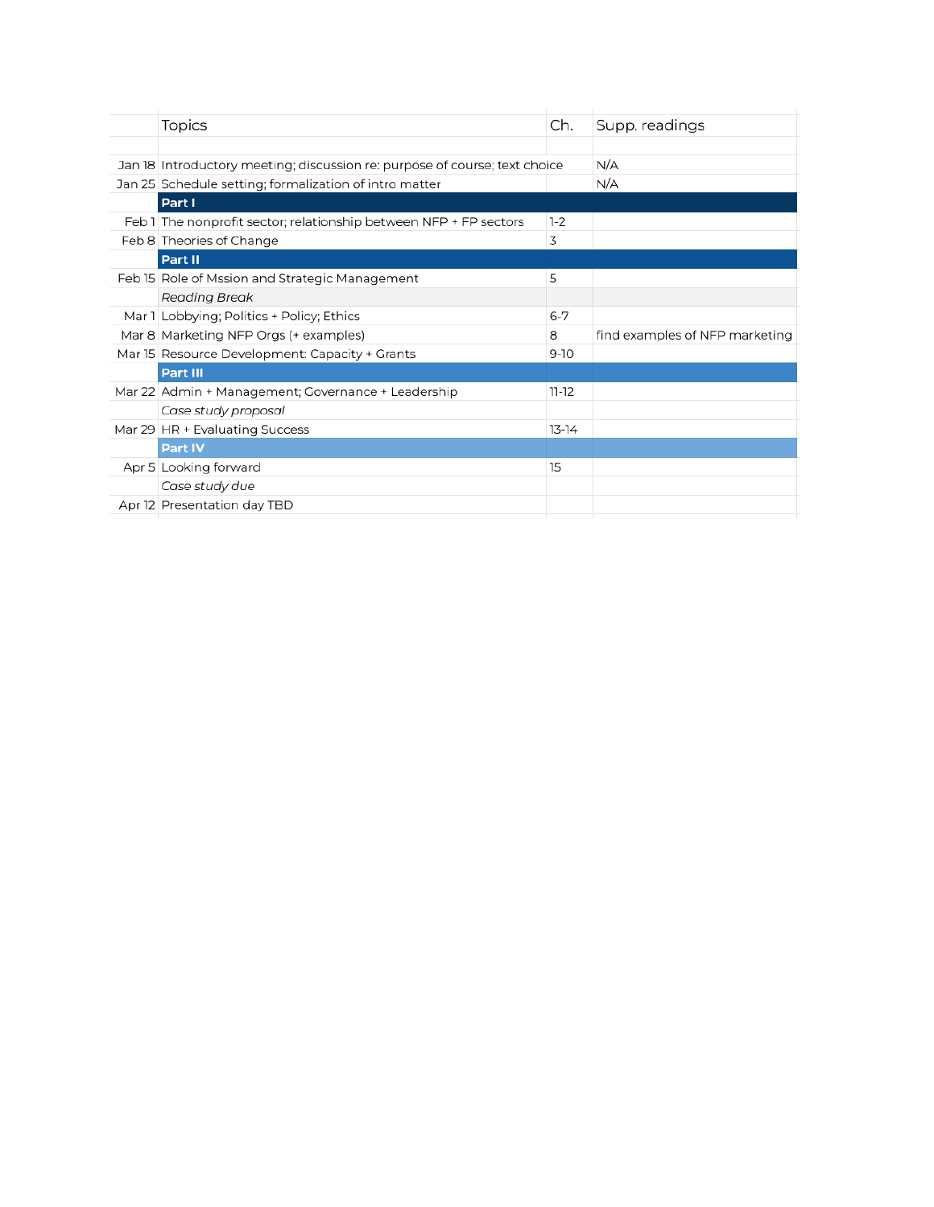| | Topics | Ch. | Supp. readings |
|---|---|---|---|
| | | | |
| Jan 18 | Introductory meeting; discussion re: purpose of course; text choice | | N/A |
| Jan 25 | Schedule setting; formalization of intro matter | | N/A |
| | **Part I** | | |
| Feb 1 | The nonprofit sector; relationship between NFP + FP sectors | 1-2 | |
| Feb 8 | Theories of Change | 3 | |
| | **Part II** | | |
| Feb 15 | Role of Mssion and Strategic Management | 5 | |
| | *Reading Break* | | |
| Mar 1 | Lobbying; Politics + Policy; Ethics | 6-7 | |
| Mar 8 | Marketing NFP Orgs (+ examples) | 8 | find examples of NFP marketing |
| Mar 15 | Resource Development: Capacity + Grants | 9-10 | |
| | **Part III** | | |
| Mar 22 | Admin + Management; Governance + Leadership | 11-12 | |
| | *Case study proposal* | | |
| Mar 29 | HR + Evaluating Success | 13-14 | |
| | **Part IV** | | |
| Apr 5 | Looking forward | 15 | |
| | *Case study due* | | |
| Apr 12 | Presentation day TBD | | |